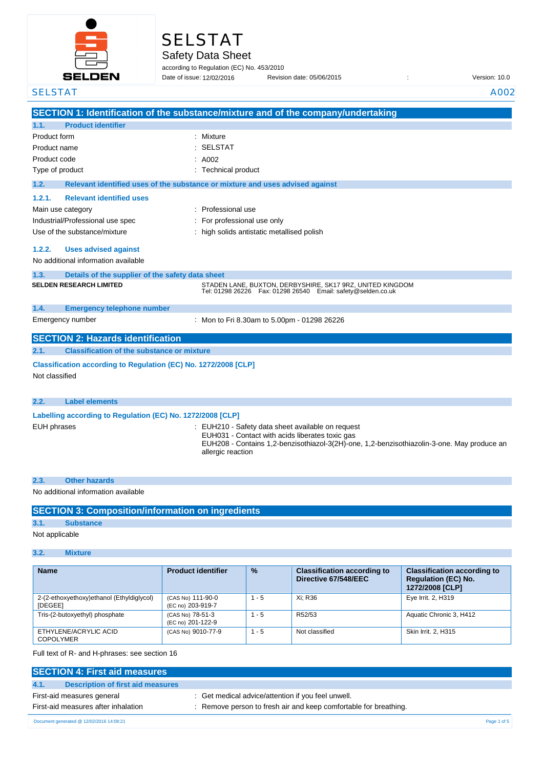# SELSTAT

## Safety Data Sheet

according to Regulation (EC) No. 453/2010

Date of issue: 12/02/2016 Revision date: 05/06/2015 : Version: 10.0

SELSTAT A002

## SECTION 1: Identification of the substance/mixture and of the company/undertaking

### 1.1. Product identifier

| | |
|---|---|
| Product form | : Mixture |
| Product name | : SELSTAT |
| Product code | : A002 |
| Type of product | : Technical product |

### 1.2. Relevant identified uses of the substance or mixture and uses advised against

#### 1.2.1. Relevant identified uses

| | |
|---|---|
| Main use category | : Professional use |
| Industrial/Professional use spec | : For professional use only |
| Use of the substance/mixture | : high solids antistatic metallised polish |

#### 1.2.2. Uses advised against

No additional information available

### 1.3. Details of the supplier of the safety data sheet

**SELDEN RESEARCH LIMITED**

STADEN LANE, BUXTON, DERBYSHIRE, SK17 9RZ, UNITED KINGDOM
Tel: 01298 26226 Fax: 01298 26540 Email: safety@selden.co.uk

### 1.4. Emergency telephone number

| | |
|---|---|
| Emergency number | : Mon to Fri 8.30am to 5.00pm - 01298 26226 |

## SECTION 2: Hazards identification

### 2.1. Classification of the substance or mixture

**Classification according to Regulation (EC) No. 1272/2008 [CLP]**

Not classified

### 2.2. Label elements

**Labelling according to Regulation (EC) No. 1272/2008 [CLP]**

EUH phrases :
- EUH210 - Safety data sheet available on request
- EUH031 - Contact with acids liberates toxic gas
- EUH208 - Contains 1,2-benzisothiazol-3(2H)-one, 1,2-benzisothiazolin-3-one. May produce an allergic reaction

### 2.3. Other hazards

No additional information available

## SECTION 3: Composition/information on ingredients

### 3.1. Substance

Not applicable

### 3.2. Mixture

| Name | Product identifier | % | Classification according to Directive 67/548/EEC | Classification according to Regulation (EC) No. 1272/2008 [CLP] |
|---|---|---|---|---|
| 2-(2-ethoxyethoxy)ethanol (Ethyldiglycol) [DEGEE] | (CAS No) 111-90-0<br>(EC no) 203-919-7 | 1 - 5 | Xi; R36 | Eye Irrit. 2, H319 |
| Tris-(2-butoxyethyl) phosphate | (CAS No) 78-51-3<br>(EC no) 201-122-9 | 1 - 5 | R52/53 | Aquatic Chronic 3, H412 |
| ETHYLENE/ACRYLIC ACID COPOLYMER | (CAS No) 9010-77-9 | 1 - 5 | Not classified | Skin Irrit. 2, H315 |

Full text of R- and H-phrases: see section 16

## SECTION 4: First aid measures

### 4.1. Description of first aid measures

| | |
|---|---|
| First-aid measures general | : Get medical advice/attention if you feel unwell. |
| First-aid measures after inhalation | : Remove person to fresh air and keep comfortable for breathing. |

Document generated @ 12/02/2016 14:08:21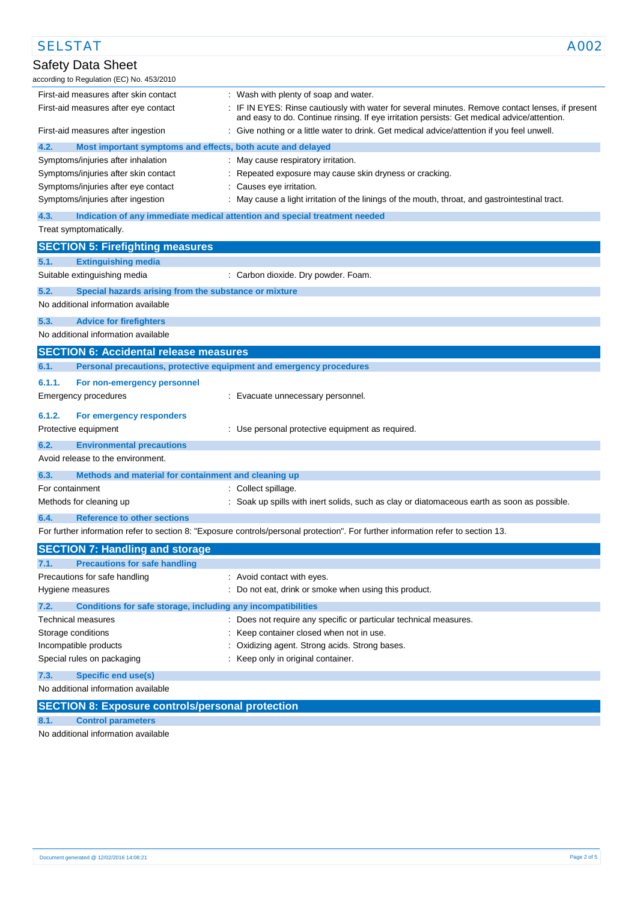| | |
|---|---|
| First-aid measures after skin contact | : Wash with plenty of soap and water. |
| First-aid measures after eye contact | : IF IN EYES: Rinse cautiously with water for several minutes. Remove contact lenses, if present and easy to do. Continue rinsing. If eye irritation persists: Get medical advice/attention. |
| First-aid measures after ingestion | : Give nothing or a little water to drink. Get medical advice/attention if you feel unwell. |

### 4.2. Most important symptoms and effects, both acute and delayed

| | |
|---|---|
| Symptoms/injuries after inhalation | : May cause respiratory irritation. |
| Symptoms/injuries after skin contact | : Repeated exposure may cause skin dryness or cracking. |
| Symptoms/injuries after eye contact | : Causes eye irritation. |
| Symptoms/injuries after ingestion | : May cause a light irritation of the linings of the mouth, throat, and gastrointestinal tract. |

### 4.3. Indication of any immediate medical attention and special treatment needed

Treat symptomatically.

## SECTION 5: Firefighting measures

### 5.1. Extinguishing media

| | |
|---|---|
| Suitable extinguishing media | : Carbon dioxide. Dry powder. Foam. |

### 5.2. Special hazards arising from the substance or mixture

No additional information available

### 5.3. Advice for firefighters

No additional information available

## SECTION 6: Accidental release measures

### 6.1. Personal precautions, protective equipment and emergency procedures

#### 6.1.1. For non-emergency personnel

| | |
|---|---|
| Emergency procedures | : Evacuate unnecessary personnel. |

#### 6.1.2. For emergency responders

| | |
|---|---|
| Protective equipment | : Use personal protective equipment as required. |

### 6.2. Environmental precautions

Avoid release to the environment.

### 6.3. Methods and material for containment and cleaning up

| | |
|---|---|
| For containment | : Collect spillage. |
| Methods for cleaning up | : Soak up spills with inert solids, such as clay or diatomaceous earth as soon as possible. |

### 6.4. Reference to other sections

For further information refer to section 8: "Exposure controls/personal protection". For further information refer to section 13.

## SECTION 7: Handling and storage

### 7.1. Precautions for safe handling

| | |
|---|---|
| Precautions for safe handling | : Avoid contact with eyes. |
| Hygiene measures | : Do not eat, drink or smoke when using this product. |

### 7.2. Conditions for safe storage, including any incompatibilities

| | |
|---|---|
| Technical measures | : Does not require any specific or particular technical measures. |
| Storage conditions | : Keep container closed when not in use. |
| Incompatible products | : Oxidizing agent. Strong acids. Strong bases. |
| Special rules on packaging | : Keep only in original container. |

### 7.3. Specific end use(s)

No additional information available

## SECTION 8: Exposure controls/personal protection

### 8.1. Control parameters

No additional information available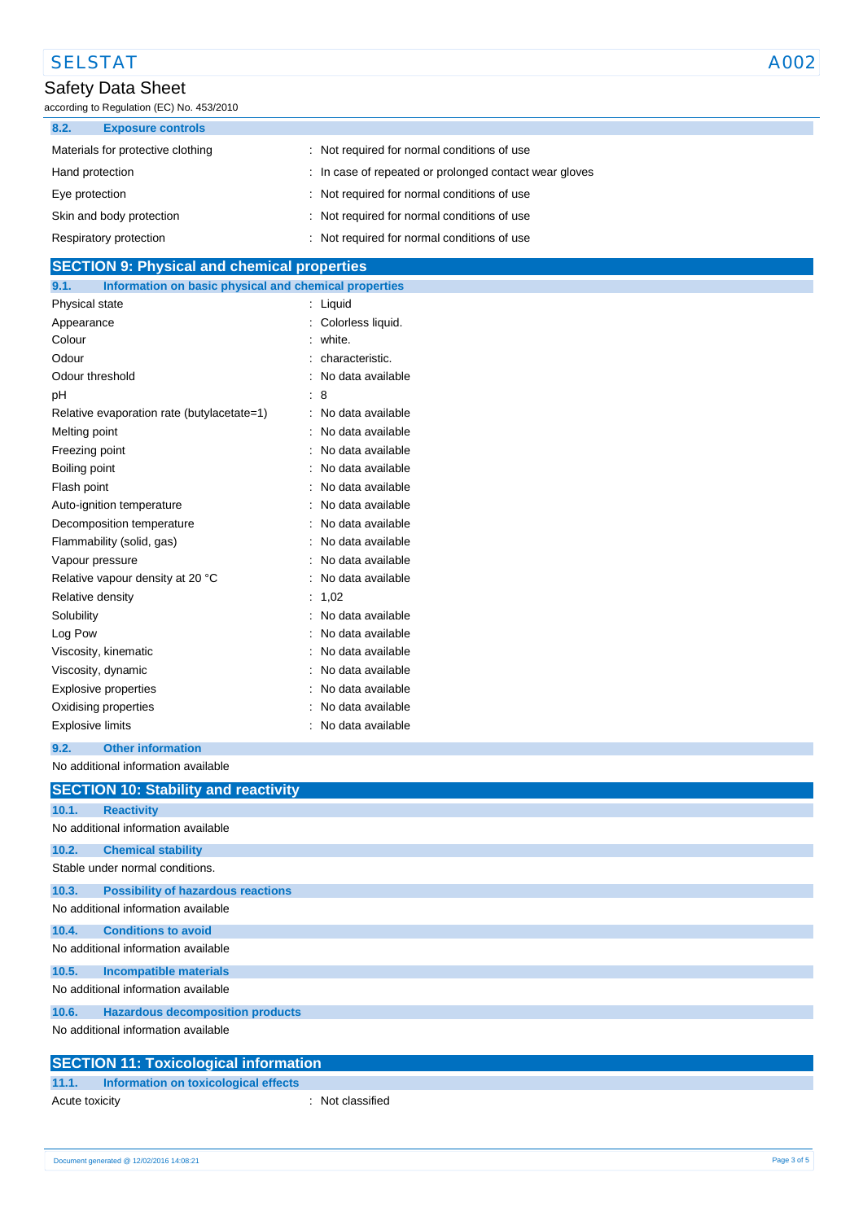### 8.2. Exposure controls

| | |
|---|---|
| Materials for protective clothing | : Not required for normal conditions of use |
| Hand protection | : In case of repeated or prolonged contact wear gloves |
| Eye protection | : Not required for normal conditions of use |
| Skin and body protection | : Not required for normal conditions of use |
| Respiratory protection | : Not required for normal conditions of use |

## SECTION 9: Physical and chemical properties

### 9.1. Information on basic physical and chemical properties

| | |
|---|---|
| Physical state | : Liquid |
| Appearance | : Colorless liquid. |
| Colour | : white. |
| Odour | : characteristic. |
| Odour threshold | : No data available |
| pH | : 8 |
| Relative evaporation rate (butylacetate=1) | : No data available |
| Melting point | : No data available |
| Freezing point | : No data available |
| Boiling point | : No data available |
| Flash point | : No data available |
| Auto-ignition temperature | : No data available |
| Decomposition temperature | : No data available |
| Flammability (solid, gas) | : No data available |
| Vapour pressure | : No data available |
| Relative vapour density at 20 °C | : No data available |
| Relative density | : 1,02 |
| Solubility | : No data available |
| Log Pow | : No data available |
| Viscosity, kinematic | : No data available |
| Viscosity, dynamic | : No data available |
| Explosive properties | : No data available |
| Oxidising properties | : No data available |
| Explosive limits | : No data available |

### 9.2. Other information

No additional information available

## SECTION 10: Stability and reactivity

### 10.1. Reactivity

No additional information available

### 10.2. Chemical stability

Stable under normal conditions.

### 10.3. Possibility of hazardous reactions

No additional information available

### 10.4. Conditions to avoid

No additional information available

### 10.5. Incompatible materials

No additional information available

### 10.6. Hazardous decomposition products

No additional information available

## SECTION 11: Toxicological information

### 11.1. Information on toxicological effects

| | |
|---|---|
| Acute toxicity | : Not classified |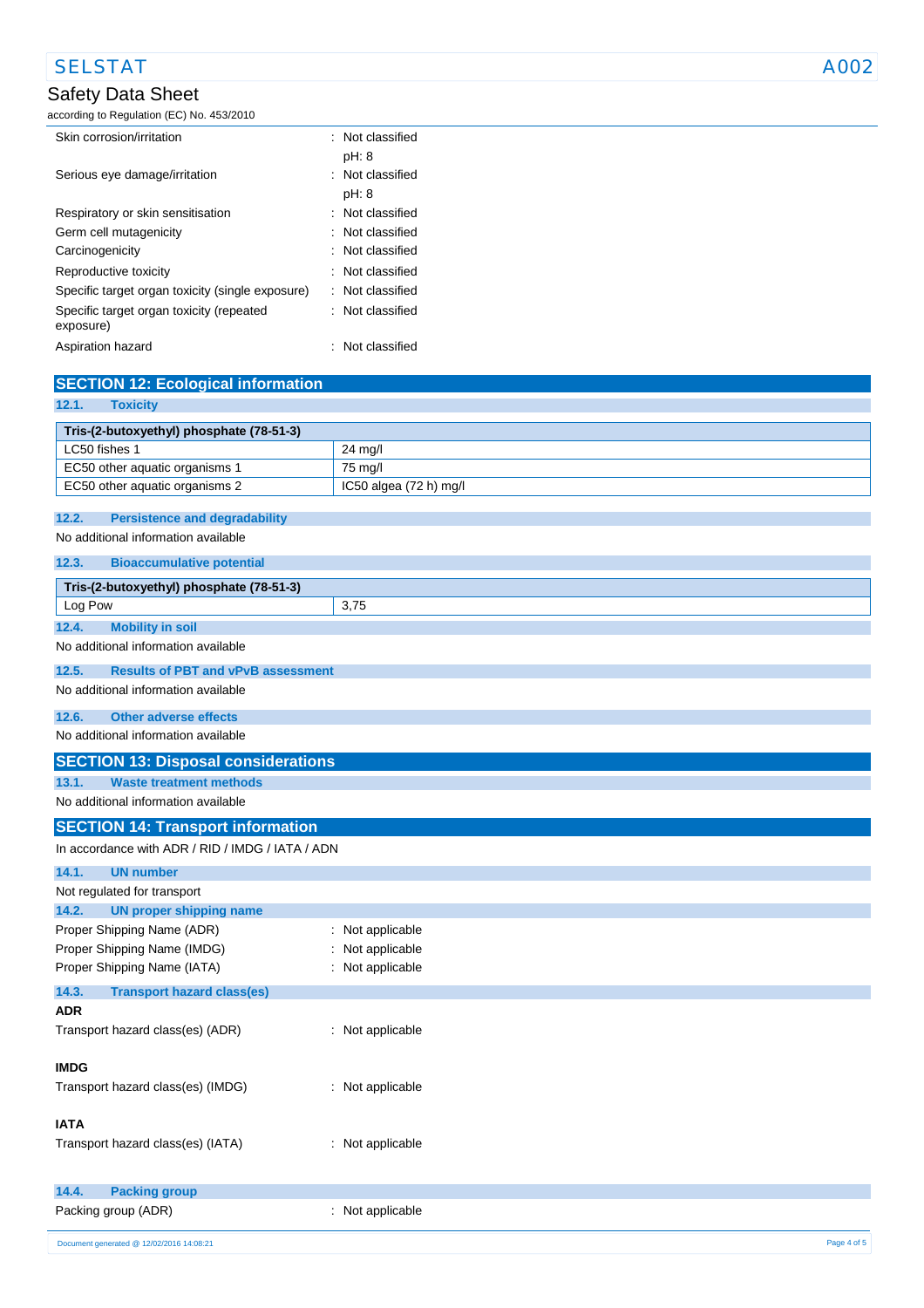| | |
|---|---|
| Skin corrosion/irritation | : Not classified<br>pH: 8 |
| Serious eye damage/irritation | : Not classified<br>pH: 8 |
| Respiratory or skin sensitisation | : Not classified |
| Germ cell mutagenicity | : Not classified |
| Carcinogenicity | : Not classified |
| Reproductive toxicity | : Not classified |
| Specific target organ toxicity (single exposure) | : Not classified |
| Specific target organ toxicity (repeated exposure) | : Not classified |
| Aspiration hazard | : Not classified |

## SECTION 12: Ecological information

### 12.1. Toxicity

| Tris-(2-butoxyethyl) phosphate (78-51-3) | |
|---|---|
| LC50 fishes 1 | 24 mg/l |
| EC50 other aquatic organisms 1 | 75 mg/l |
| EC50 other aquatic organisms 2 | IC50 algea (72 h) mg/l |

### 12.2. Persistence and degradability

No additional information available

### 12.3. Bioaccumulative potential

| Tris-(2-butoxyethyl) phosphate (78-51-3) | |
|---|---|
| Log Pow | 3,75 |

### 12.4. Mobility in soil

No additional information available

### 12.5. Results of PBT and vPvB assessment

No additional information available

### 12.6. Other adverse effects

No additional information available

## SECTION 13: Disposal considerations

### 13.1. Waste treatment methods

No additional information available

## SECTION 14: Transport information

In accordance with ADR / RID / IMDG / IATA / ADN

### 14.1. UN number

Not regulated for transport

### 14.2. UN proper shipping name

| | |
|---|---|
| Proper Shipping Name (ADR) | : Not applicable |
| Proper Shipping Name (IMDG) | : Not applicable |
| Proper Shipping Name (IATA) | : Not applicable |

### 14.3. Transport hazard class(es)

**ADR**

Transport hazard class(es) (ADR) : Not applicable

**IMDG**

Transport hazard class(es) (IMDG) : Not applicable

**IATA**

Transport hazard class(es) (IATA) : Not applicable

### 14.4. Packing group

Packing group (ADR) : Not applicable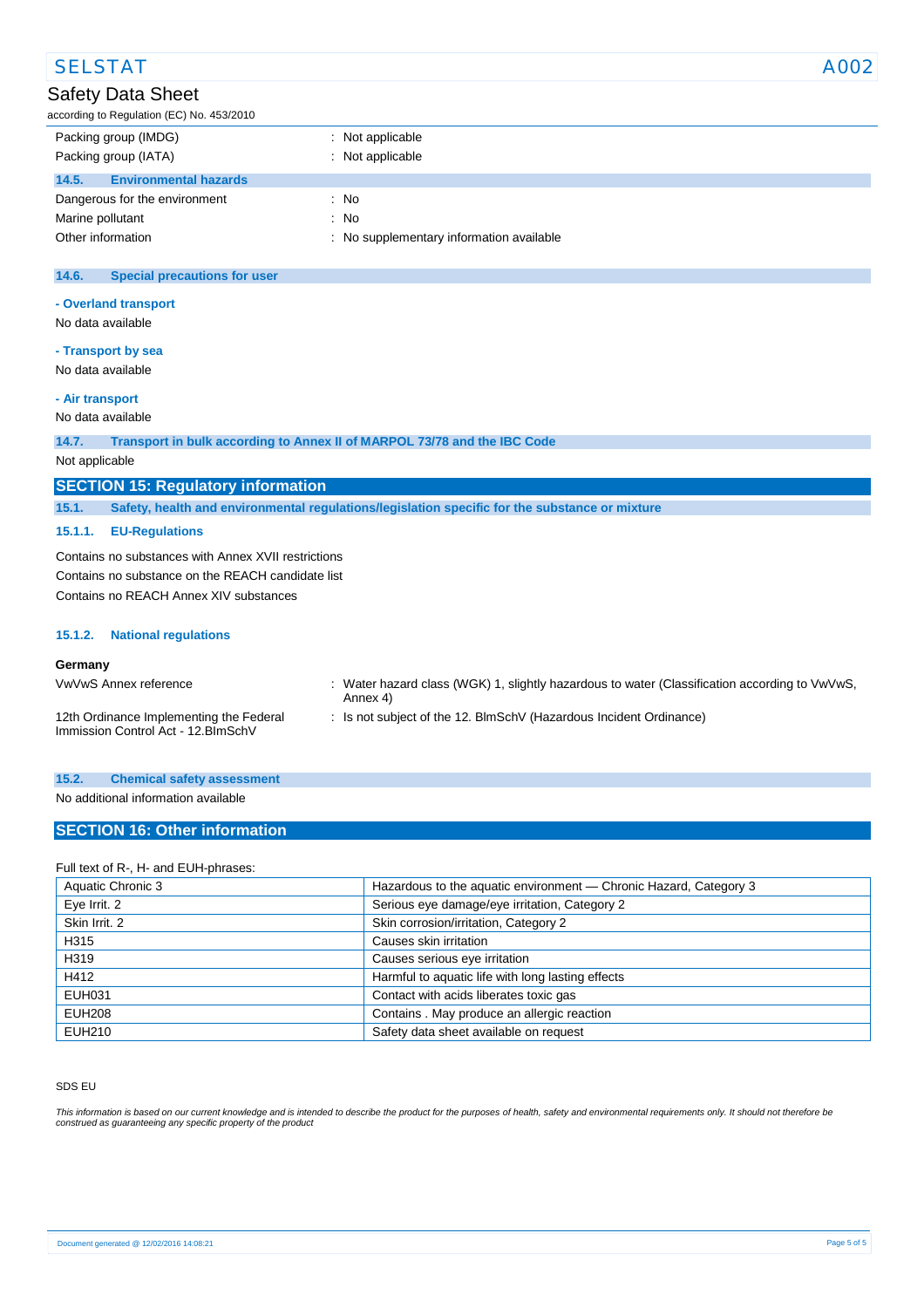| | |
|---|---|
| Packing group (IMDG) | : Not applicable |
| Packing group (IATA) | : Not applicable |

### 14.5. Environmental hazards

| | |
|---|---|
| Dangerous for the environment | : No |
| Marine pollutant | : No |
| Other information | : No supplementary information available |

### 14.6. Special precautions for user

**- Overland transport**

No data available

**- Transport by sea**

No data available

**- Air transport**

No data available

### 14.7. Transport in bulk according to Annex II of MARPOL 73/78 and the IBC Code

Not applicable

## SECTION 15: Regulatory information

### 15.1. Safety, health and environmental regulations/legislation specific for the substance or mixture

#### 15.1.1. EU-Regulations

Contains no substances with Annex XVII restrictions

Contains no substance on the REACH candidate list

Contains no REACH Annex XIV substances

#### 15.1.2. National regulations

**Germany**

| | |
|---|---|
| VwVwS Annex reference | : Water hazard class (WGK) 1, slightly hazardous to water (Classification according to VwVwS, Annex 4) |
| 12th Ordinance Implementing the Federal Immission Control Act - 12.BImSchV | : Is not subject of the 12. BlmSchV (Hazardous Incident Ordinance) |

### 15.2. Chemical safety assessment

No additional information available

## SECTION 16: Other information

Full text of R-, H- and EUH-phrases:

| | |
|---|---|
| Aquatic Chronic 3 | Hazardous to the aquatic environment — Chronic Hazard, Category 3 |
| Eye Irrit. 2 | Serious eye damage/eye irritation, Category 2 |
| Skin Irrit. 2 | Skin corrosion/irritation, Category 2 |
| H315 | Causes skin irritation |
| H319 | Causes serious eye irritation |
| H412 | Harmful to aquatic life with long lasting effects |
| EUH031 | Contact with acids liberates toxic gas |
| EUH208 | Contains . May produce an allergic reaction |
| EUH210 | Safety data sheet available on request |

SDS EU

*This information is based on our current knowledge and is intended to describe the product for the purposes of health, safety and environmental requirements only. It should not therefore be construed as guaranteeing any specific property of the product*